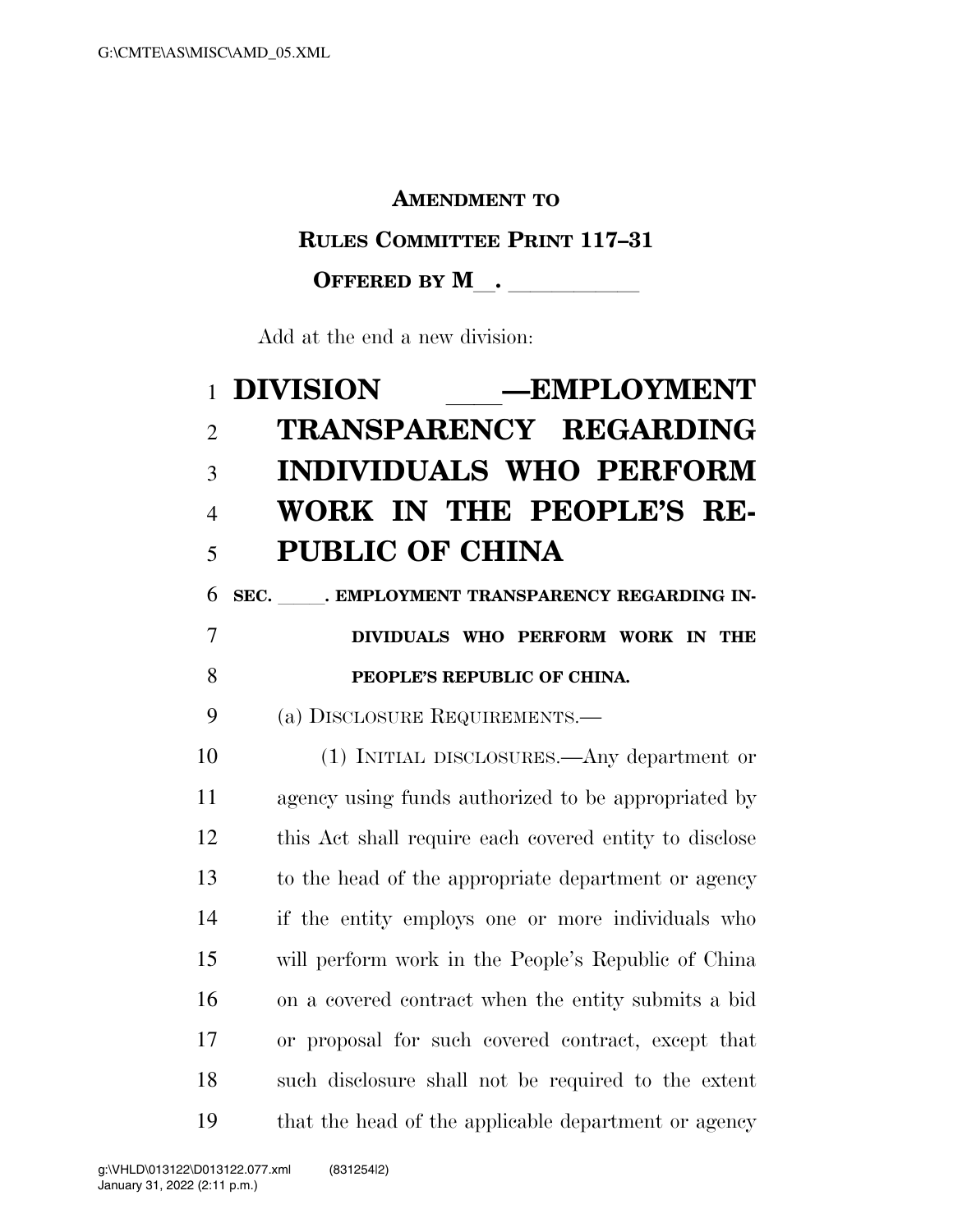**AMENDMENT TO**

**RULES COMMITTEE PRINT 117–31**

**OFFERED BY M\_\_. \_\_\_\_\_\_\_\_\_\_\_**

Add at the end a new division:

# DIVISION \_\_\_\_—EMPLOYMENT TRANSPARENCY REGARDING INDIVIDUALS WHO PERFORM WORK IN THE PEOPLE'S REPUBLIC OF CHINA

**SEC. \_\_\_\_\_. EMPLOYMENT TRANSPARENCY REGARDING INDIVIDUALS WHO PERFORM WORK IN THE PEOPLE'S REPUBLIC OF CHINA.**

(a) DISCLOSURE REQUIREMENTS.—

(1) INITIAL DISCLOSURES.—Any department or agency using funds authorized to be appropriated by this Act shall require each covered entity to disclose to the head of the appropriate department or agency if the entity employs one or more individuals who will perform work in the People's Republic of China on a covered contract when the entity submits a bid or proposal for such covered contract, except that such disclosure shall not be required to the extent that the head of the applicable department or agency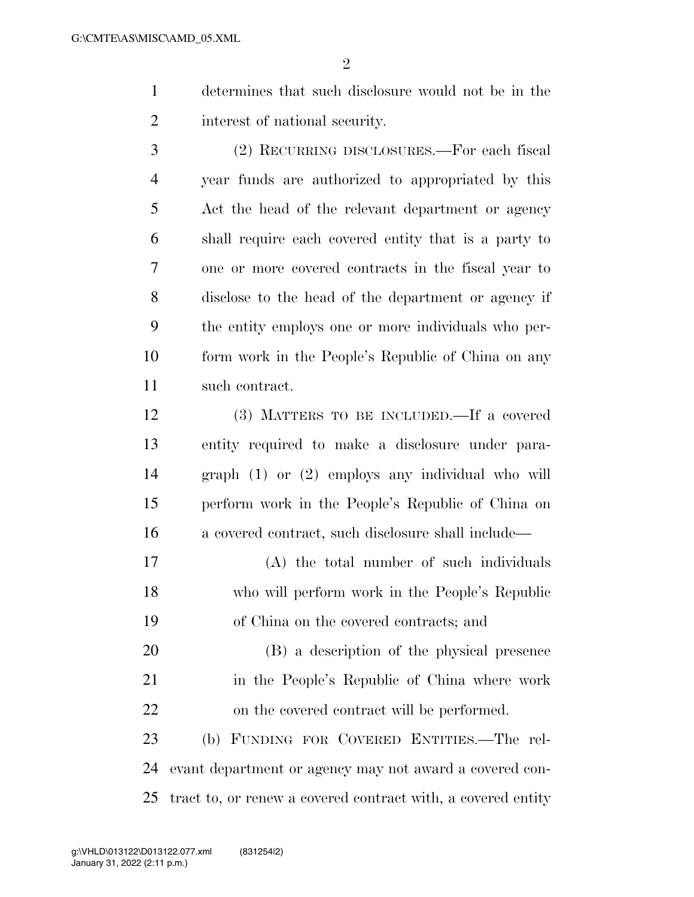determines that such disclosure would not be in the interest of national security.

(2) RECURRING DISCLOSURES.—For each fiscal year funds are authorized to appropriated by this Act the head of the relevant department or agency shall require each covered entity that is a party to one or more covered contracts in the fiscal year to disclose to the head of the department or agency if the entity employs one or more individuals who perform work in the People's Republic of China on any such contract.

(3) MATTERS TO BE INCLUDED.—If a covered entity required to make a disclosure under paragraph (1) or (2) employs any individual who will perform work in the People's Republic of China on a covered contract, such disclosure shall include—

(A) the total number of such individuals who will perform work in the People's Republic of China on the covered contracts; and

(B) a description of the physical presence in the People's Republic of China where work on the covered contract will be performed.

(b) FUNDING FOR COVERED ENTITIES.—The relevant department or agency may not award a covered contract to, or renew a covered contract with, a covered entity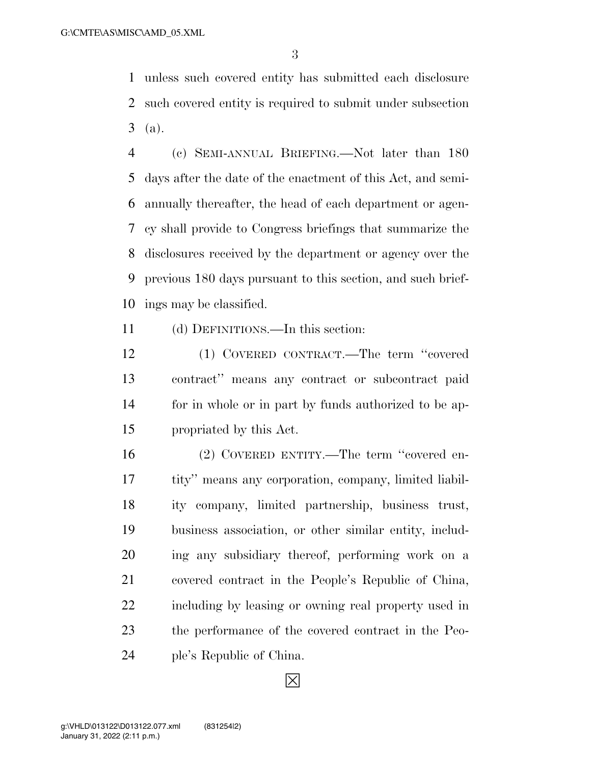unless such covered entity has submitted each disclosure such covered entity is required to submit under subsection (a).

(c) SEMI-ANNUAL BRIEFING.—Not later than 180 days after the date of the enactment of this Act, and semi-annually thereafter, the head of each department or agency shall provide to Congress briefings that summarize the disclosures received by the department or agency over the previous 180 days pursuant to this section, and such briefings may be classified.

(d) DEFINITIONS.—In this section:

(1) COVERED CONTRACT.—The term ''covered contract'' means any contract or subcontract paid for in whole or in part by funds authorized to be appropriated by this Act.

(2) COVERED ENTITY.—The term ''covered entity'' means any corporation, company, limited liability company, limited partnership, business trust, business association, or other similar entity, including any subsidiary thereof, performing work on a covered contract in the People's Republic of China, including by leasing or owning real property used in the performance of the covered contract in the People's Republic of China.